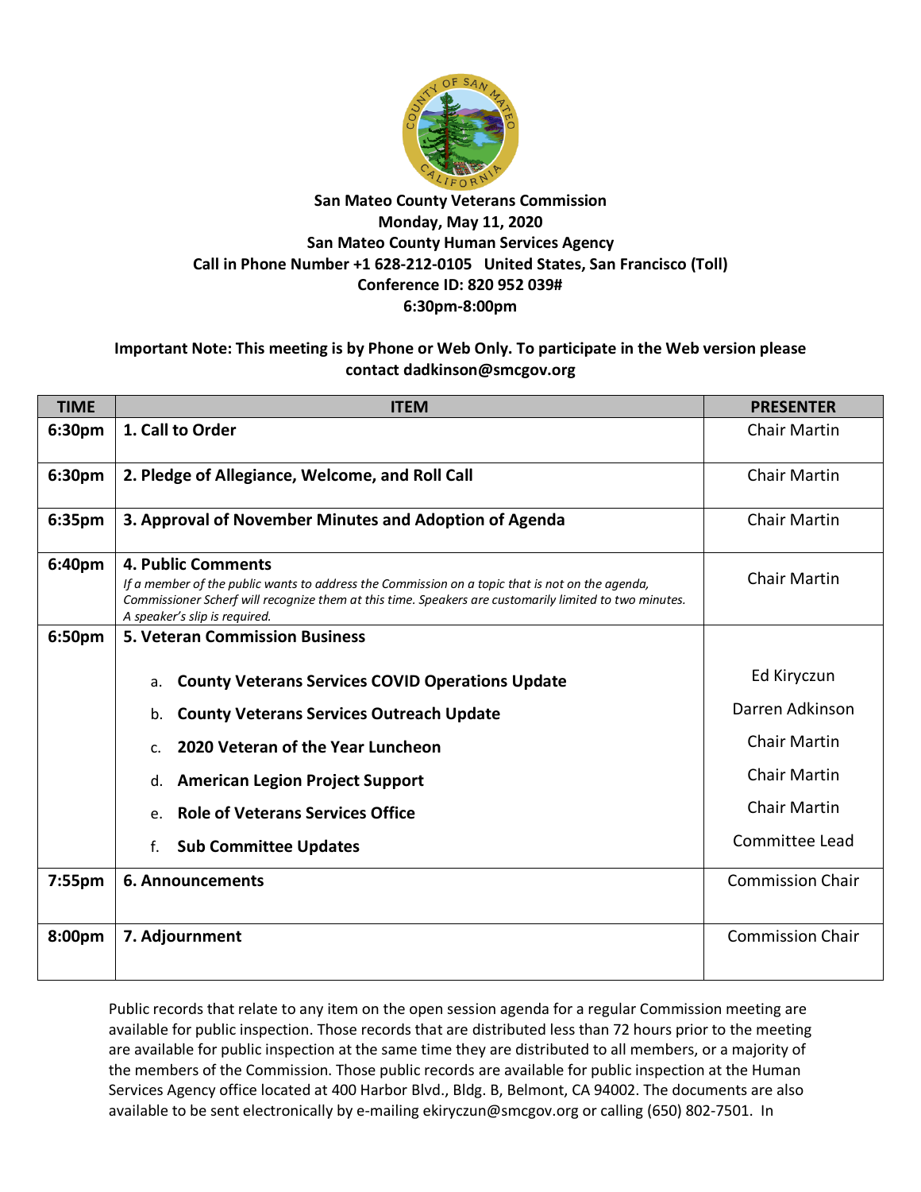**San Mateo County Veterans Commission**
**Monday, May 11, 2020**
**San Mateo County Human Services Agency**
**Call in Phone Number +1 628-212-0105 United States, San Francisco (Toll)**
**Conference ID: 820 952 039#**
**6:30pm-8:00pm**

**Important Note: This meeting is by Phone or Web Only. To participate in the Web version please contact dadkinson@smcgov.org**

| TIME | ITEM | PRESENTER |
|---|---|---|
| **6:30pm** | **1. Call to Order** | Chair Martin |
| **6:30pm** | **2. Pledge of Allegiance, Welcome, and Roll Call** | Chair Martin |
| **6:35pm** | **3. Approval of November Minutes and Adoption of Agenda** | Chair Martin |
| **6:40pm** | **4. Public Comments**<br>*If a member of the public wants to address the Commission on a topic that is not on the agenda, Commissioner Scherf will recognize them at this time. Speakers are customarily limited to two minutes. A speaker's slip is required.* | Chair Martin |
| **6:50pm** | **5. Veteran Commission Business**<br>a. **County Veterans Services COVID Operations Update**<br>b. **County Veterans Services Outreach Update**<br>c. **2020 Veteran of the Year Luncheon**<br>d. **American Legion Project Support**<br>e. **Role of Veterans Services Office**<br>f. **Sub Committee Updates** | <br>Ed Kiryczun<br>Darren Adkinson<br>Chair Martin<br>Chair Martin<br>Chair Martin<br>Committee Lead |
| **7:55pm** | **6. Announcements** | Commission Chair |
| **8:00pm** | **7. Adjournment** | Commission Chair |

Public records that relate to any item on the open session agenda for a regular Commission meeting are available for public inspection. Those records that are distributed less than 72 hours prior to the meeting are available for public inspection at the same time they are distributed to all members, or a majority of the members of the Commission. Those public records are available for public inspection at the Human Services Agency office located at 400 Harbor Blvd., Bldg. B, Belmont, CA 94002. The documents are also available to be sent electronically by e-mailing ekiryczun@smcgov.org or calling (650) 802-7501. In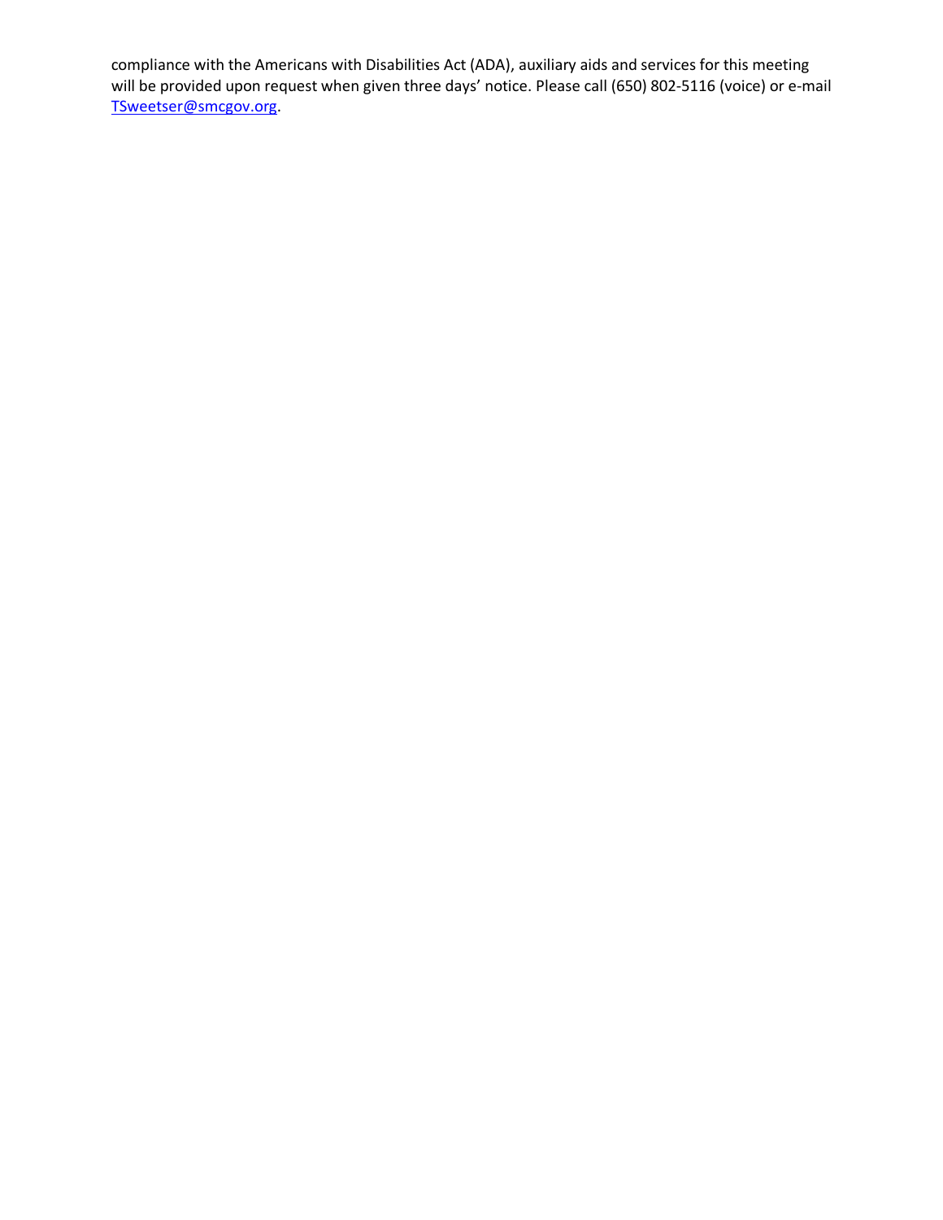compliance with the Americans with Disabilities Act (ADA), auxiliary aids and services for this meeting will be provided upon request when given three days' notice. Please call (650) 802-5116 (voice) or e-mail TSweetser@smcgov.org.